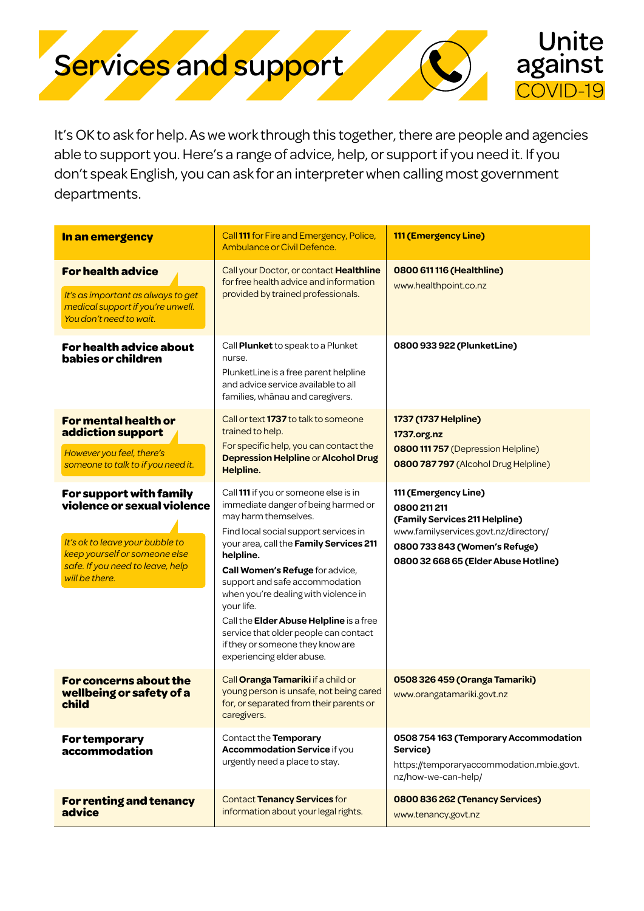# Services and support

Unite against COVID-19

It's OK to ask for help. As we work through this together, there are people and agencies able to support you. Here's a range of advice, help, or support if you need it. If you don't speak English, you can ask for an interpreter when calling most government departments.

| | | |
|---|---|---|
| **In an emergency** | Call **111** for Fire and Emergency, Police, Ambulance or Civil Defence. | **111 (Emergency Line)** |
| **For health advice**<br>*It's as important as always to get medical support if you're unwell. You don't need to wait.* | Call your Doctor, or contact **Healthline** for free health advice and information provided by trained professionals. | **0800 611 116 (Healthline)**<br>www.healthpoint.co.nz |
| **For health advice about babies or children** | Call **Plunket** to speak to a Plunket nurse.<br>PlunketLine is a free parent helpline and advice service available to all families, whānau and caregivers. | **0800 933 922 (PlunketLine)** |
| **For mental health or addiction support**<br>*However you feel, there's someone to talk to if you need it.* | Call or text **1737** to talk to someone trained to help.<br>For specific help, you can contact the **Depression Helpline** or **Alcohol Drug Helpline.** | **1737 (1737 Helpline)**<br>**1737.org.nz**<br>**0800 111 757** (Depression Helpline)<br>**0800 787 797** (Alcohol Drug Helpline) |
| **For support with family violence or sexual violence**<br>*It's ok to leave your bubble to keep yourself or someone else safe. If you need to leave, help will be there.* | Call **111** if you or someone else is in immediate danger of being harmed or may harm themselves.<br>Find local social support services in your area, call the **Family Services 211 helpline.**<br>**Call Women's Refuge** for advice, support and safe accommodation when you're dealing with violence in your life.<br>Call the **Elder Abuse Helpline** is a free service that older people can contact if they or someone they know are experiencing elder abuse. | **111 (Emergency Line)**<br>**0800 211 211 (Family Services 211 Helpline)**<br>www.familyservices.govt.nz/directory/<br>**0800 733 843 (Women's Refuge)**<br>**0800 32 668 65 (Elder Abuse Hotline)** |
| **For concerns about the wellbeing or safety of a child** | Call **Oranga Tamariki** if a child or young person is unsafe, not being cared for, or separated from their parents or caregivers. | **0508 326 459 (Oranga Tamariki)**<br>www.orangatamariki.govt.nz |
| **For temporary accommodation** | Contact the **Temporary Accommodation Service** if you urgently need a place to stay. | **0508 754 163 (Temporary Accommodation Service)**<br>https://temporaryaccommodation.mbie.govt.nz/how-we-can-help/ |
| **For renting and tenancy advice** | Contact **Tenancy Services** for information about your legal rights. | **0800 836 262 (Tenancy Services)**<br>www.tenancy.govt.nz |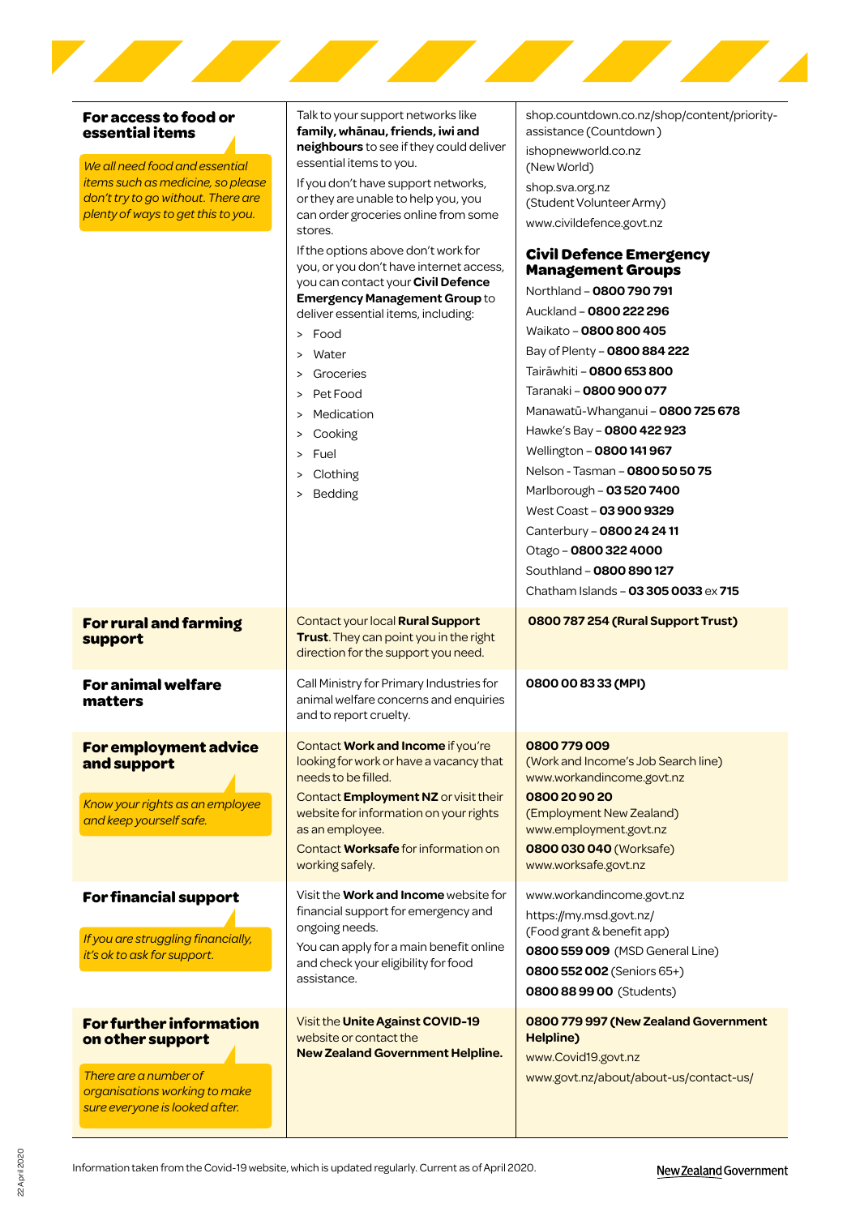| | | |
|---|---|---|
| **For access to food or essential items**<br><br>*We all need food and essential items such as medicine, so please don't try to go without. There are plenty of ways to get this to you.* | Talk to your support networks like **family, whānau, friends, iwi and neighbours** to see if they could deliver essential items to you.<br><br>If you don't have support networks, or they are unable to help you, you can order groceries online from some stores.<br><br>If the options above don't work for you, or you don't have internet access, you can contact your **Civil Defence Emergency Management Group** to deliver essential items, including:<br>> Food<br>> Water<br>> Groceries<br>> Pet Food<br>> Medication<br>> Cooking<br>> Fuel<br>> Clothing<br>> Bedding | shop.countdown.co.nz/shop/content/priority-assistance (Countdown )<br><br>ishopnewworld.co.nz (New World)<br><br>shop.sva.org.nz (Student Volunteer Army)<br><br>www.civildefence.govt.nz<br><br>**Civil Defence Emergency Management Groups**<br>Northland – **0800 790 791**<br>Auckland – **0800 222 296**<br>Waikato – **0800 800 405**<br>Bay of Plenty – **0800 884 222**<br>Tairāwhiti – **0800 653 800**<br>Taranaki – **0800 900 077**<br>Manawatū-Whanganui – **0800 725 678**<br>Hawke's Bay – **0800 422 923**<br>Wellington – **0800 141 967**<br>Nelson - Tasman – **0800 50 50 75**<br>Marlborough – **03 520 7400**<br>West Coast – **03 900 9329**<br>Canterbury – **0800 24 24 11**<br>Otago – **0800 322 4000**<br>Southland – **0800 890 127**<br>Chatham Islands – **03 305 0033** ex **715** |
| **For rural and farming support** | Contact your local **Rural Support Trust**. They can point you in the right direction for the support you need. | **0800 787 254 (Rural Support Trust)** |
| **For animal welfare matters** | Call Ministry for Primary Industries for animal welfare concerns and enquiries and to report cruelty. | **0800 00 83 33 (MPI)** |
| **For employment advice and support**<br><br>*Know your rights as an employee and keep yourself safe.* | Contact **Work and Income** if you're looking for work or have a vacancy that needs to be filled.<br><br>Contact **Employment NZ** or visit their website for information on your rights as an employee.<br><br>Contact **Worksafe** for information on working safely. | **0800 779 009** (Work and Income's Job Search line)<br>www.workandincome.govt.nz<br><br>**0800 20 90 20** (Employment New Zealand)<br>www.employment.govt.nz<br><br>**0800 030 040** (Worksafe)<br>www.worksafe.govt.nz |
| **For financial support**<br><br>*If you are struggling financially, it's ok to ask for support.* | Visit the **Work and Income** website for financial support for emergency and ongoing needs.<br><br>You can apply for a main benefit online and check your eligibility for food assistance. | www.workandincome.govt.nz<br><br>https://my.msd.govt.nz/ (Food grant & benefit app)<br><br>**0800 559 009** (MSD General Line)<br><br>**0800 552 002** (Seniors 65+)<br><br>**0800 88 99 00** (Students) |
| **For further information on other support**<br><br>*There are a number of organisations working to make sure everyone is looked after.* | Visit the **Unite Against COVID-19** website or contact the **New Zealand Government Helpline.** | **0800 779 997 (New Zealand Government Helpline)**<br><br>www.Covid19.govt.nz<br><br>www.govt.nz/about/about-us/contact-us/ |

Information taken from the Covid-19 website, which is updated regularly. Current as of April 2020.

New Zealand Government

22 April 2020